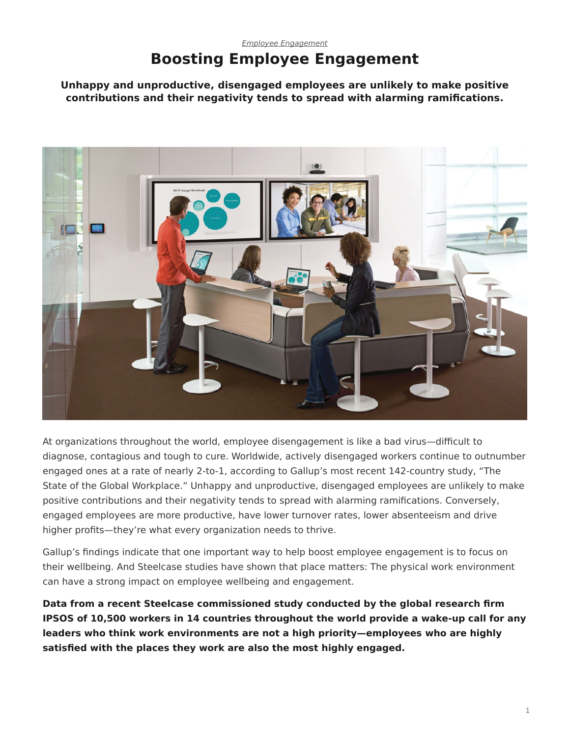*Employee Engagement*

# Boosting Employee Engagement

**Unhappy and unproductive, disengaged employees are unlikely to make positive contributions and their negativity tends to spread with alarming ramifications.**

At organizations throughout the world, employee disengagement is like a bad virus—difficult to diagnose, contagious and tough to cure. Worldwide, actively disengaged workers continue to outnumber engaged ones at a rate of nearly 2-to-1, according to Gallup's most recent 142-country study, "The State of the Global Workplace." Unhappy and unproductive, disengaged employees are unlikely to make positive contributions and their negativity tends to spread with alarming ramifications. Conversely, engaged employees are more productive, have lower turnover rates, lower absenteeism and drive higher profits—they're what every organization needs to thrive.

Gallup's findings indicate that one important way to help boost employee engagement is to focus on their wellbeing. And Steelcase studies have shown that place matters: The physical work environment can have a strong impact on employee wellbeing and engagement.

**Data from a recent Steelcase commissioned study conducted by the global research firm IPSOS of 10,500 workers in 14 countries throughout the world provide a wake-up call for any leaders who think work environments are not a high priority—employees who are highly satisfied with the places they work are also the most highly engaged.**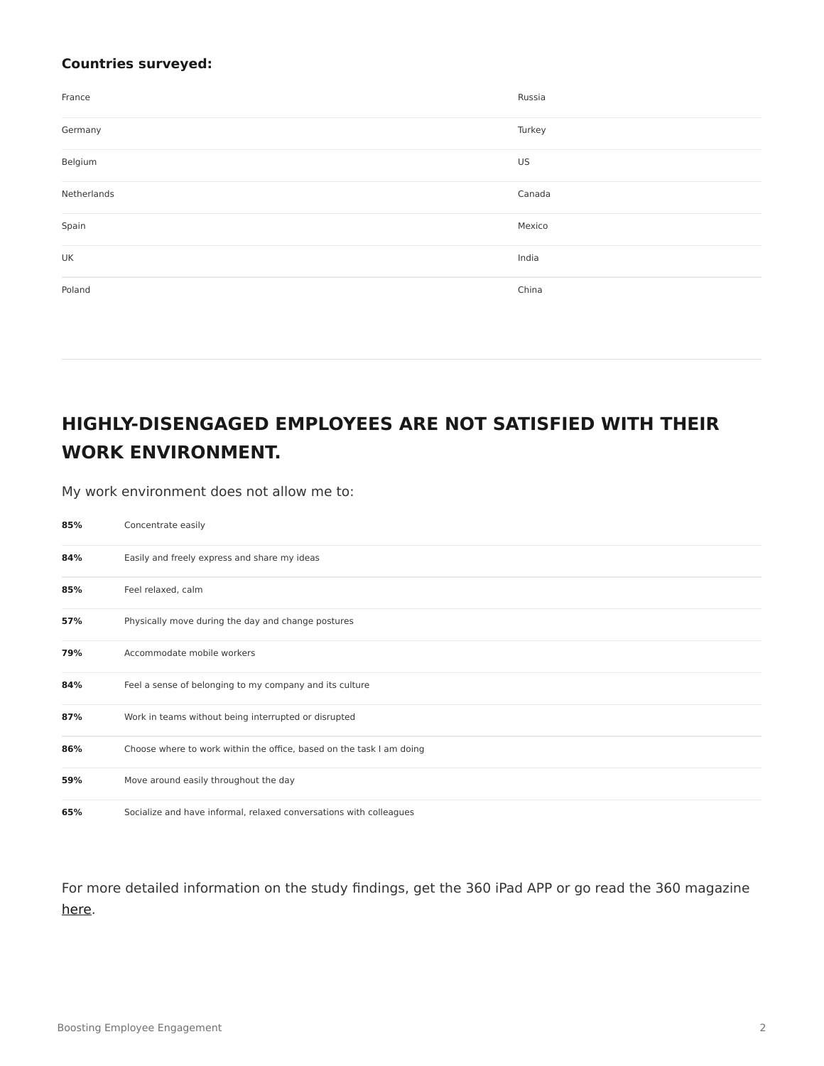**Countries surveyed:**

| | |
|---|---|
| France | Russia |
| Germany | Turkey |
| Belgium | US |
| Netherlands | Canada |
| Spain | Mexico |
| UK | India |
| Poland | China |

## HIGHLY-DISENGAGED EMPLOYEES ARE NOT SATISFIED WITH THEIR WORK ENVIRONMENT.

My work environment does not allow me to:

| | |
|---|---|
| **85%** | Concentrate easily |
| **84%** | Easily and freely express and share my ideas |
| **85%** | Feel relaxed, calm |
| **57%** | Physically move during the day and change postures |
| **79%** | Accommodate mobile workers |
| **84%** | Feel a sense of belonging to my company and its culture |
| **87%** | Work in teams without being interrupted or disrupted |
| **86%** | Choose where to work within the office, based on the task I am doing |
| **59%** | Move around easily throughout the day |
| **65%** | Socialize and have informal, relaxed conversations with colleagues |

For more detailed information on the study findings, get the 360 iPad APP or go read the 360 magazine here.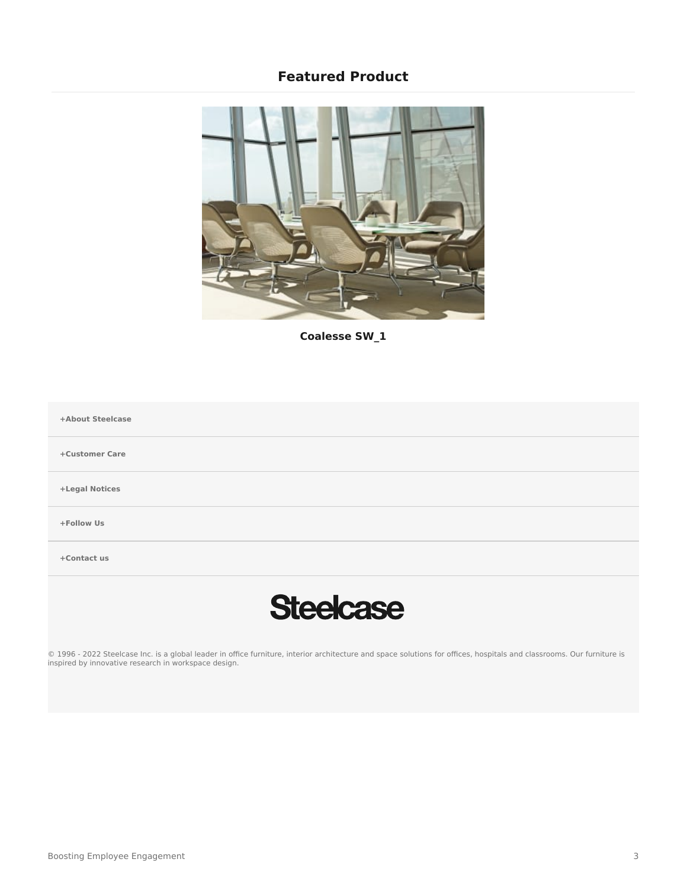## Featured Product

**Coalesse SW_1**

+About Steelcase

+Customer Care

+Legal Notices

+Follow Us

+Contact us

Steelcase

© 1996 - 2022 Steelcase Inc. is a global leader in office furniture, interior architecture and space solutions for offices, hospitals and classrooms. Our furniture is inspired by innovative research in workspace design.